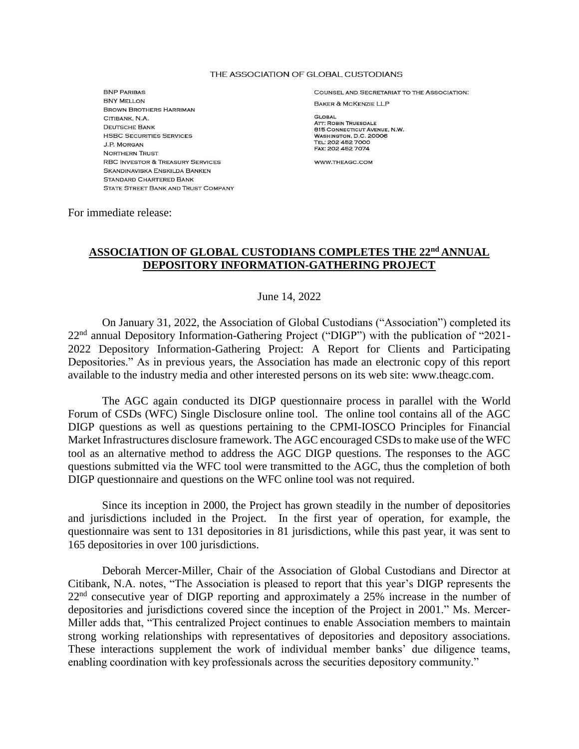THE ASSOCIATION OF GLOBAL CUSTODIANS

BNP PARIBAS
BNY MELLON
BROWN BROTHERS HARRIMAN
CITIBANK, N.A.
DEUTSCHE BANK
HSBC SECURITIES SERVICES
J.P. MORGAN
NORTHERN TRUST
RBC INVESTOR & TREASURY SERVICES
SKANDINAVISKA ENSKILDA BANKEN
STANDARD CHARTERED BANK
STATE STREET BANK AND TRUST COMPANY

COUNSEL AND SECRETARIAT TO THE ASSOCIATION:

BAKER & MCKENZIE LLP

GLOBAL
ATT: ROBIN TRUESDALE
815 CONNECTICUT AVENUE, N.W.
WASHINGTON, D.C. 20006
TEL: 202 452 7000
FAX: 202 452 7074

WWW.THEAGC.COM

For immediate release:

## **ASSOCIATION OF GLOBAL CUSTODIANS COMPLETES THE 22nd ANNUAL DEPOSITORY INFORMATION-GATHERING PROJECT**

June 14, 2022

On January 31, 2022, the Association of Global Custodians ("Association") completed its 22nd annual Depository Information-Gathering Project ("DIGP") with the publication of "2021-2022 Depository Information-Gathering Project: A Report for Clients and Participating Depositories." As in previous years, the Association has made an electronic copy of this report available to the industry media and other interested persons on its web site: www.theagc.com.

The AGC again conducted its DIGP questionnaire process in parallel with the World Forum of CSDs (WFC) Single Disclosure online tool. The online tool contains all of the AGC DIGP questions as well as questions pertaining to the CPMI-IOSCO Principles for Financial Market Infrastructures disclosure framework. The AGC encouraged CSDs to make use of the WFC tool as an alternative method to address the AGC DIGP questions. The responses to the AGC questions submitted via the WFC tool were transmitted to the AGC, thus the completion of both DIGP questionnaire and questions on the WFC online tool was not required.

Since its inception in 2000, the Project has grown steadily in the number of depositories and jurisdictions included in the Project. In the first year of operation, for example, the questionnaire was sent to 131 depositories in 81 jurisdictions, while this past year, it was sent to 165 depositories in over 100 jurisdictions.

Deborah Mercer-Miller, Chair of the Association of Global Custodians and Director at Citibank, N.A. notes, "The Association is pleased to report that this year's DIGP represents the 22nd consecutive year of DIGP reporting and approximately a 25% increase in the number of depositories and jurisdictions covered since the inception of the Project in 2001." Ms. Mercer-Miller adds that, "This centralized Project continues to enable Association members to maintain strong working relationships with representatives of depositories and depository associations. These interactions supplement the work of individual member banks' due diligence teams, enabling coordination with key professionals across the securities depository community."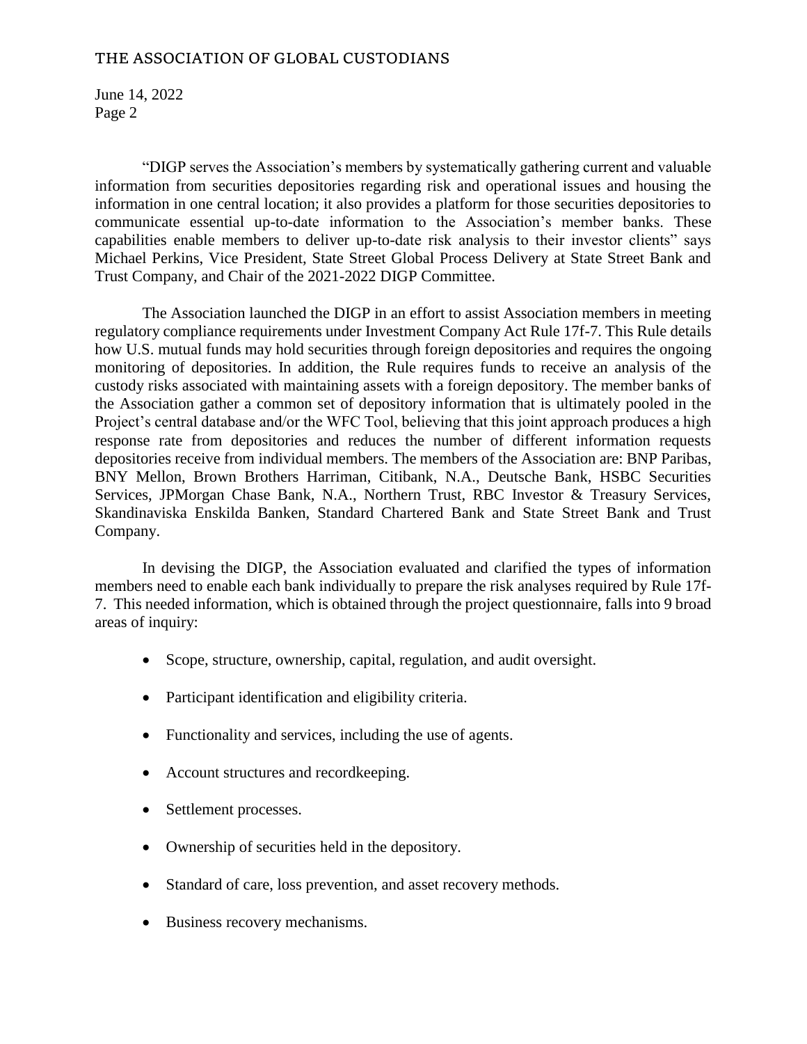"DIGP serves the Association's members by systematically gathering current and valuable information from securities depositories regarding risk and operational issues and housing the information in one central location; it also provides a platform for those securities depositories to communicate essential up-to-date information to the Association's member banks. These capabilities enable members to deliver up-to-date risk analysis to their investor clients" says Michael Perkins, Vice President, State Street Global Process Delivery at State Street Bank and Trust Company, and Chair of the 2021-2022 DIGP Committee.

The Association launched the DIGP in an effort to assist Association members in meeting regulatory compliance requirements under Investment Company Act Rule 17f-7. This Rule details how U.S. mutual funds may hold securities through foreign depositories and requires the ongoing monitoring of depositories. In addition, the Rule requires funds to receive an analysis of the custody risks associated with maintaining assets with a foreign depository. The member banks of the Association gather a common set of depository information that is ultimately pooled in the Project's central database and/or the WFC Tool, believing that this joint approach produces a high response rate from depositories and reduces the number of different information requests depositories receive from individual members. The members of the Association are: BNP Paribas, BNY Mellon, Brown Brothers Harriman, Citibank, N.A., Deutsche Bank, HSBC Securities Services, JPMorgan Chase Bank, N.A., Northern Trust, RBC Investor & Treasury Services, Skandinaviska Enskilda Banken, Standard Chartered Bank and State Street Bank and Trust Company.

In devising the DIGP, the Association evaluated and clarified the types of information members need to enable each bank individually to prepare the risk analyses required by Rule 17f-7. This needed information, which is obtained through the project questionnaire, falls into 9 broad areas of inquiry:

- Scope, structure, ownership, capital, regulation, and audit oversight.
- Participant identification and eligibility criteria.
- Functionality and services, including the use of agents.
- Account structures and recordkeeping.
- Settlement processes.
- Ownership of securities held in the depository.
- Standard of care, loss prevention, and asset recovery methods.
- Business recovery mechanisms.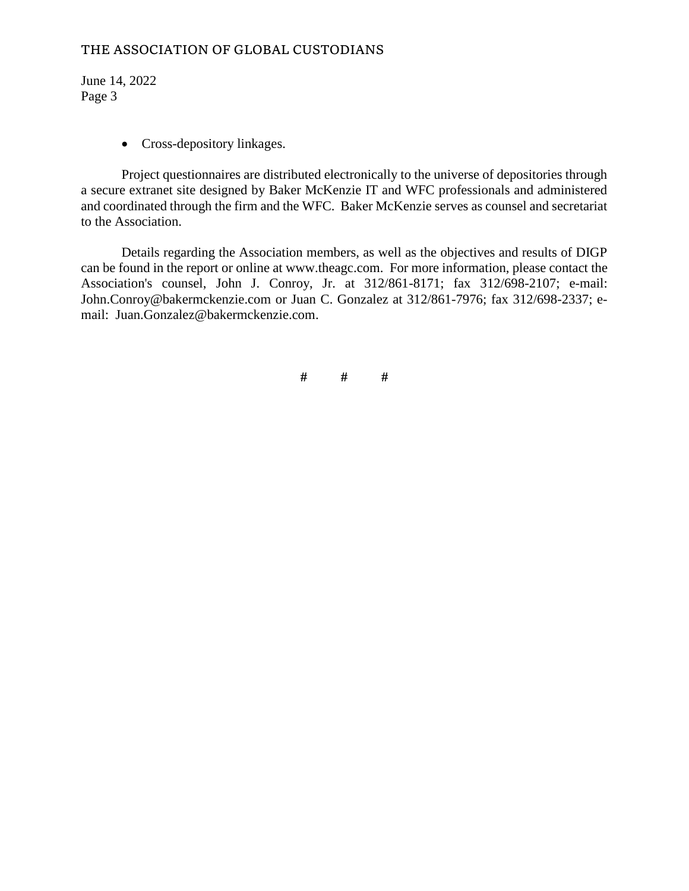- Cross-depository linkages.

Project questionnaires are distributed electronically to the universe of depositories through a secure extranet site designed by Baker McKenzie IT and WFC professionals and administered and coordinated through the firm and the WFC. Baker McKenzie serves as counsel and secretariat to the Association.

Details regarding the Association members, as well as the objectives and results of DIGP can be found in the report or online at www.theagc.com. For more information, please contact the Association's counsel, John J. Conroy, Jr. at 312/861-8171; fax 312/698-2107; e-mail: John.Conroy@bakermckenzie.com or Juan C. Gonzalez at 312/861-7976; fax 312/698-2337; e-mail: Juan.Gonzalez@bakermckenzie.com.

# # #